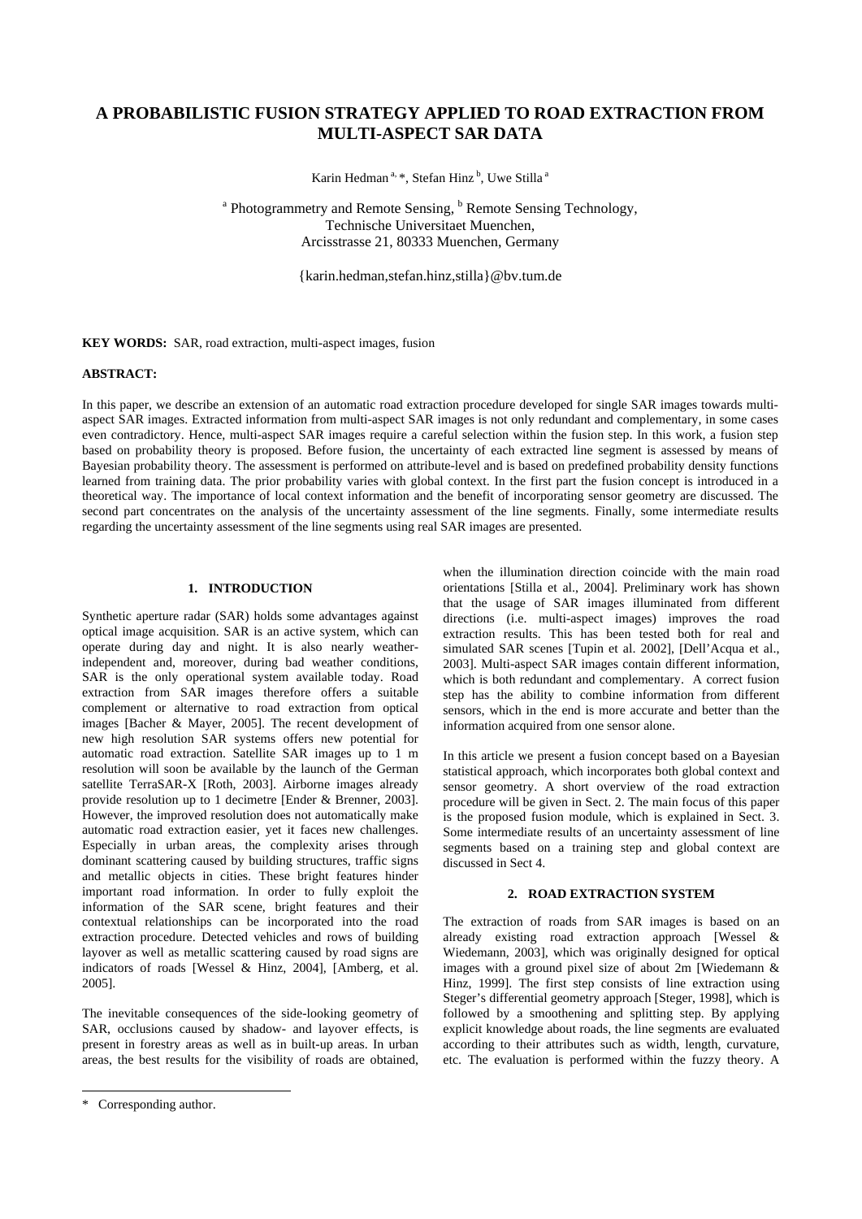# A PROBABILISTIC FUSION STRATEGY APPLIED TO ROAD EXTRACTION FROM MULTI-ASPECT SAR DATA

Karin Hedman [a,] *, Stefan Hinz [b], Uwe Stilla [a]

[a] Photogrammetry and Remote Sensing, [b] Remote Sensing Technology, Technische Universitaet Muenchen, Arcisstrasse 21, 80333 Muenchen, Germany

{karin.hedman,stefan.hinz,stilla}@bv.tum.de

**KEY WORDS:** SAR, road extraction, multi-aspect images, fusion

**ABSTRACT:**

In this paper, we describe an extension of an automatic road extraction procedure developed for single SAR images towards multi-aspect SAR images. Extracted information from multi-aspect SAR images is not only redundant and complementary, in some cases even contradictory. Hence, multi-aspect SAR images require a careful selection within the fusion step. In this work, a fusion step based on probability theory is proposed. Before fusion, the uncertainty of each extracted line segment is assessed by means of Bayesian probability theory. The assessment is performed on attribute-level and is based on predefined probability density functions learned from training data. The prior probability varies with global context. In the first part the fusion concept is introduced in a theoretical way. The importance of local context information and the benefit of incorporating sensor geometry are discussed. The second part concentrates on the analysis of the uncertainty assessment of the line segments. Finally, some intermediate results regarding the uncertainty assessment of the line segments using real SAR images are presented.

## 1. INTRODUCTION

Synthetic aperture radar (SAR) holds some advantages against optical image acquisition. SAR is an active system, which can operate during day and night. It is also nearly weather-independent and, moreover, during bad weather conditions, SAR is the only operational system available today. Road extraction from SAR images therefore offers a suitable complement or alternative to road extraction from optical images [Bacher & Mayer, 2005]. The recent development of new high resolution SAR systems offers new potential for automatic road extraction. Satellite SAR images up to 1 m resolution will soon be available by the launch of the German satellite TerraSAR-X [Roth, 2003]. Airborne images already provide resolution up to 1 decimetre [Ender & Brenner, 2003]. However, the improved resolution does not automatically make automatic road extraction easier, yet it faces new challenges. Especially in urban areas, the complexity arises through dominant scattering caused by building structures, traffic signs and metallic objects in cities. These bright features hinder important road information. In order to fully exploit the information of the SAR scene, bright features and their contextual relationships can be incorporated into the road extraction procedure. Detected vehicles and rows of building layover as well as metallic scattering caused by road signs are indicators of roads [Wessel & Hinz, 2004], [Amberg, et al. 2005].

The inevitable consequences of the side-looking geometry of SAR, occlusions caused by shadow- and layover effects, is present in forestry areas as well as in built-up areas. In urban areas, the best results for the visibility of roads are obtained, when the illumination direction coincide with the main road orientations [Stilla et al., 2004]. Preliminary work has shown that the usage of SAR images illuminated from different directions (i.e. multi-aspect images) improves the road extraction results. This has been tested both for real and simulated SAR scenes [Tupin et al. 2002], [Dell'Acqua et al., 2003]. Multi-aspect SAR images contain different information, which is both redundant and complementary. A correct fusion step has the ability to combine information from different sensors, which in the end is more accurate and better than the information acquired from one sensor alone.

In this article we present a fusion concept based on a Bayesian statistical approach, which incorporates both global context and sensor geometry. A short overview of the road extraction procedure will be given in Sect. 2. The main focus of this paper is the proposed fusion module, which is explained in Sect. 3. Some intermediate results of an uncertainty assessment of line segments based on a training step and global context are discussed in Sect 4.

## 2. ROAD EXTRACTION SYSTEM

The extraction of roads from SAR images is based on an already existing road extraction approach [Wessel & Wiedemann, 2003], which was originally designed for optical images with a ground pixel size of about 2m [Wiedemann & Hinz, 1999]. The first step consists of line extraction using Steger's differential geometry approach [Steger, 1998], which is followed by a smoothening and splitting step. By applying explicit knowledge about roads, the line segments are evaluated according to their attributes such as width, length, curvature, etc. The evaluation is performed within the fuzzy theory. A

---

* Corresponding author.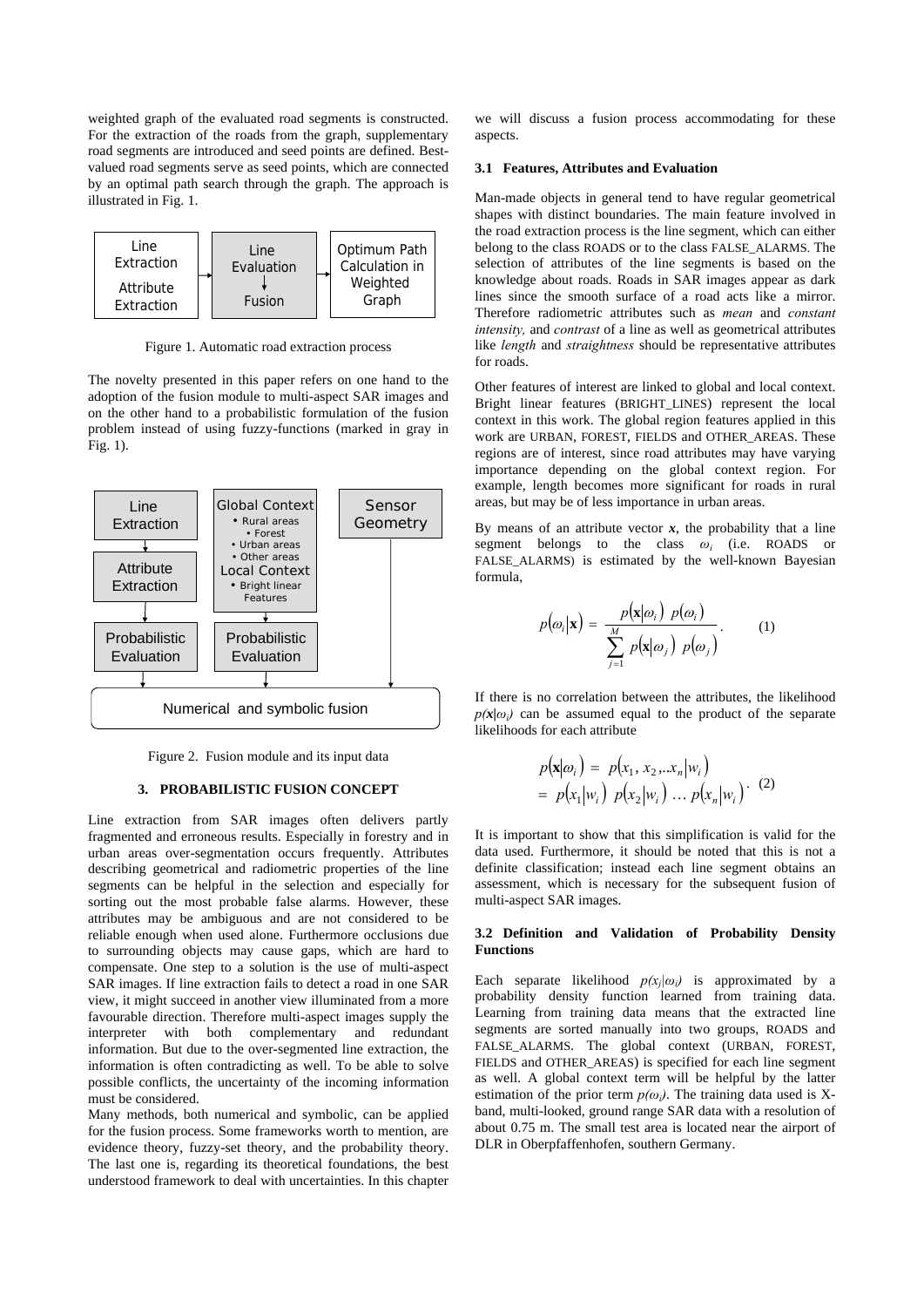weighted graph of the evaluated road segments is constructed. For the extraction of the roads from the graph, supplementary road segments are introduced and seed points are defined. Best-valued road segments serve as seed points, which are connected by an optimal path search through the graph. The approach is illustrated in Fig. 1.

Line Extraction
Attribute Extraction
Line Evaluation
Fusion
Optimum Path Calculation in Weighted Graph

Figure 1. Automatic road extraction process

The novelty presented in this paper refers on one hand to the adoption of the fusion module to multi-aspect SAR images and on the other hand to a probabilistic formulation of the fusion problem instead of using fuzzy-functions (marked in gray in Fig. 1).

Line Extraction
Attribute Extraction
Probabilistic Evaluation
Global Context
• Rural areas
• Forest
• Urban areas
• Other areas
Local Context
• Bright linear Features
Probabilistic Evaluation
Sensor Geometry
Numerical and symbolic fusion

Figure 2. Fusion module and its input data

## 3. PROBABILISTIC FUSION CONCEPT

Line extraction from SAR images often delivers partly fragmented and erroneous results. Especially in forestry and in urban areas over-segmentation occurs frequently. Attributes describing geometrical and radiometric properties of the line segments can be helpful in the selection and especially for sorting out the most probable false alarms. However, these attributes may be ambiguous and are not considered to be reliable enough when used alone. Furthermore occlusions due to surrounding objects may cause gaps, which are hard to compensate. One step to a solution is the use of multi-aspect SAR images. If line extraction fails to detect a road in one SAR view, it might succeed in another view illuminated from a more favourable direction. Therefore multi-aspect images supply the interpreter with both complementary and redundant information. But due to the over-segmented line extraction, the information is often contradicting as well. To be able to solve possible conflicts, the uncertainty of the incoming information must be considered.

Many methods, both numerical and symbolic, can be applied for the fusion process. Some frameworks worth to mention, are evidence theory, fuzzy-set theory, and the probability theory. The last one is, regarding its theoretical foundations, the best understood framework to deal with uncertainties. In this chapter we will discuss a fusion process accommodating for these aspects.

### 3.1 Features, Attributes and Evaluation

Man-made objects in general tend to have regular geometrical shapes with distinct boundaries. The main feature involved in the road extraction process is the line segment, which can either belong to the class ROADS or to the class FALSE_ALARMS. The selection of attributes of the line segments is based on the knowledge about roads. Roads in SAR images appear as dark lines since the smooth surface of a road acts like a mirror. Therefore radiometric attributes such as *mean* and *constant intensity,* and *contrast* of a line as well as geometrical attributes like *length* and *straightness* should be representative attributes for roads.

Other features of interest are linked to global and local context. Bright linear features (BRIGHT_LINES) represent the local context in this work. The global region features applied in this work are URBAN, FOREST, FIELDS and OTHER_AREAS. These regions are of interest, since road attributes may have varying importance depending on the global context region. For example, length becomes more significant for roads in rural areas, but may be of less importance in urban areas.

By means of an attribute vector $\mathbf{x}$, the probability that a line segment belongs to the class $\omega_i$ (i.e. ROADS or FALSE_ALARMS) is estimated by the well-known Bayesian formula,

$$p(\omega_i|\mathbf{x}) = \frac{p(\mathbf{x}|\omega_i)\ p(\omega_i)}{\sum_{j=1}^{M} p(\mathbf{x}|\omega_j)\ p(\omega_j)}. \qquad (1)$$

If there is no correlation between the attributes, the likelihood $p(\mathbf{x}|\omega_i)$ can be assumed equal to the product of the separate likelihoods for each attribute

$$\begin{aligned} p(\mathbf{x}|\omega_i) &= p(x_1, x_2,..x_n|w_i) \\ &= p(x_1|w_i)\ p(x_2|w_i)\ \ldots\ p(x_n|w_i) \end{aligned}. \qquad (2)$$

It is important to show that this simplification is valid for the data used. Furthermore, it should be noted that this is not a definite classification; instead each line segment obtains an assessment, which is necessary for the subsequent fusion of multi-aspect SAR images.

### 3.2 Definition and Validation of Probability Density Functions

Each separate likelihood $p(x_j|\omega_i)$ is approximated by a probability density function learned from training data. Learning from training data means that the extracted line segments are sorted manually into two groups, ROADS and FALSE_ALARMS. The global context (URBAN, FOREST, FIELDS and OTHER_AREAS) is specified for each line segment as well. A global context term will be helpful by the latter estimation of the prior term $p(\omega_i)$. The training data used is X-band, multi-looked, ground range SAR data with a resolution of about 0.75 m. The small test area is located near the airport of DLR in Oberpfaffenhofen, southern Germany.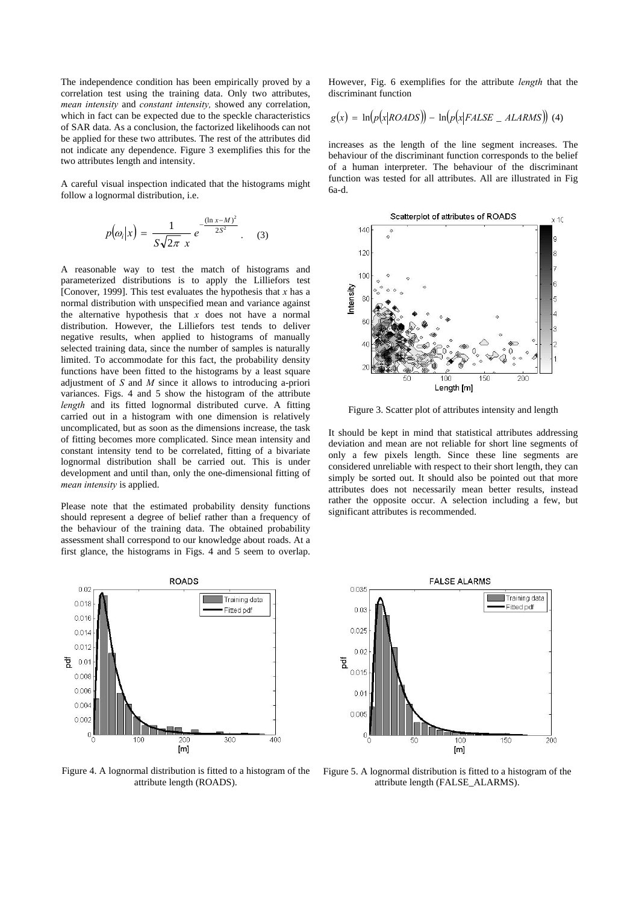The independence condition has been empirically proved by a correlation test using the training data. Only two attributes, *mean intensity* and *constant intensity,* showed any correlation, which in fact can be expected due to the speckle characteristics of SAR data. As a conclusion, the factorized likelihoods can not be applied for these two attributes. The rest of the attributes did not indicate any dependence. Figure 3 exemplifies this for the two attributes length and intensity.

A careful visual inspection indicated that the histograms might follow a lognormal distribution, i.e.

$$p(\omega_i|x) = \frac{1}{S\sqrt{2\pi}\ x} e^{-\frac{(\ln x - M)^2}{2S^2}} \quad . \quad (3)$$

A reasonable way to test the match of histograms and parameterized distributions is to apply the Lilliefors test [Conover, 1999]. This test evaluates the hypothesis that $x$ has a normal distribution with unspecified mean and variance against the alternative hypothesis that $x$ does not have a normal distribution. However, the Lilliefors test tends to deliver negative results, when applied to histograms of manually selected training data, since the number of samples is naturally limited. To accommodate for this fact, the probability density functions have been fitted to the histograms by a least square adjustment of $S$ and $M$ since it allows to introducing a-priori variances. Figs. 4 and 5 show the histogram of the attribute *length* and its fitted lognormal distributed curve. A fitting carried out in a histogram with one dimension is relatively uncomplicated, but as soon as the dimensions increase, the task of fitting becomes more complicated. Since mean intensity and constant intensity tend to be correlated, fitting of a bivariate lognormal distribution shall be carried out. This is under development and until than, only the one-dimensional fitting of *mean intensity* is applied.

Please note that the estimated probability density functions should represent a degree of belief rather than a frequency of the behaviour of the training data. The obtained probability assessment shall correspond to our knowledge about roads. At a first glance, the histograms in Figs. 4 and 5 seem to overlap. However, Fig. 6 exemplifies for the attribute *length* that the discriminant function

$$g(x) = \ln\big(p(x|ROADS)\big) - \ln\big(p(x|FALSE\_ALARMS)\big) \quad (4)$$

increases as the length of the line segment increases. The behaviour of the discriminant function corresponds to the belief of a human interpreter. The behaviour of the discriminant function was tested for all attributes. All are illustrated in Fig 6a-d.

Figure 3. Scatter plot of attributes intensity and length

It should be kept in mind that statistical attributes addressing deviation and mean are not reliable for short line segments of only a few pixels length. Since these line segments are considered unreliable with respect to their short length, they can simply be sorted out. It should also be pointed out that more attributes does not necessarily mean better results, instead rather the opposite occur. A selection including a few, but significant attributes is recommended.

Figure 4. A lognormal distribution is fitted to a histogram of the attribute length (ROADS).

Figure 5. A lognormal distribution is fitted to a histogram of the attribute length (FALSE_ALARMS).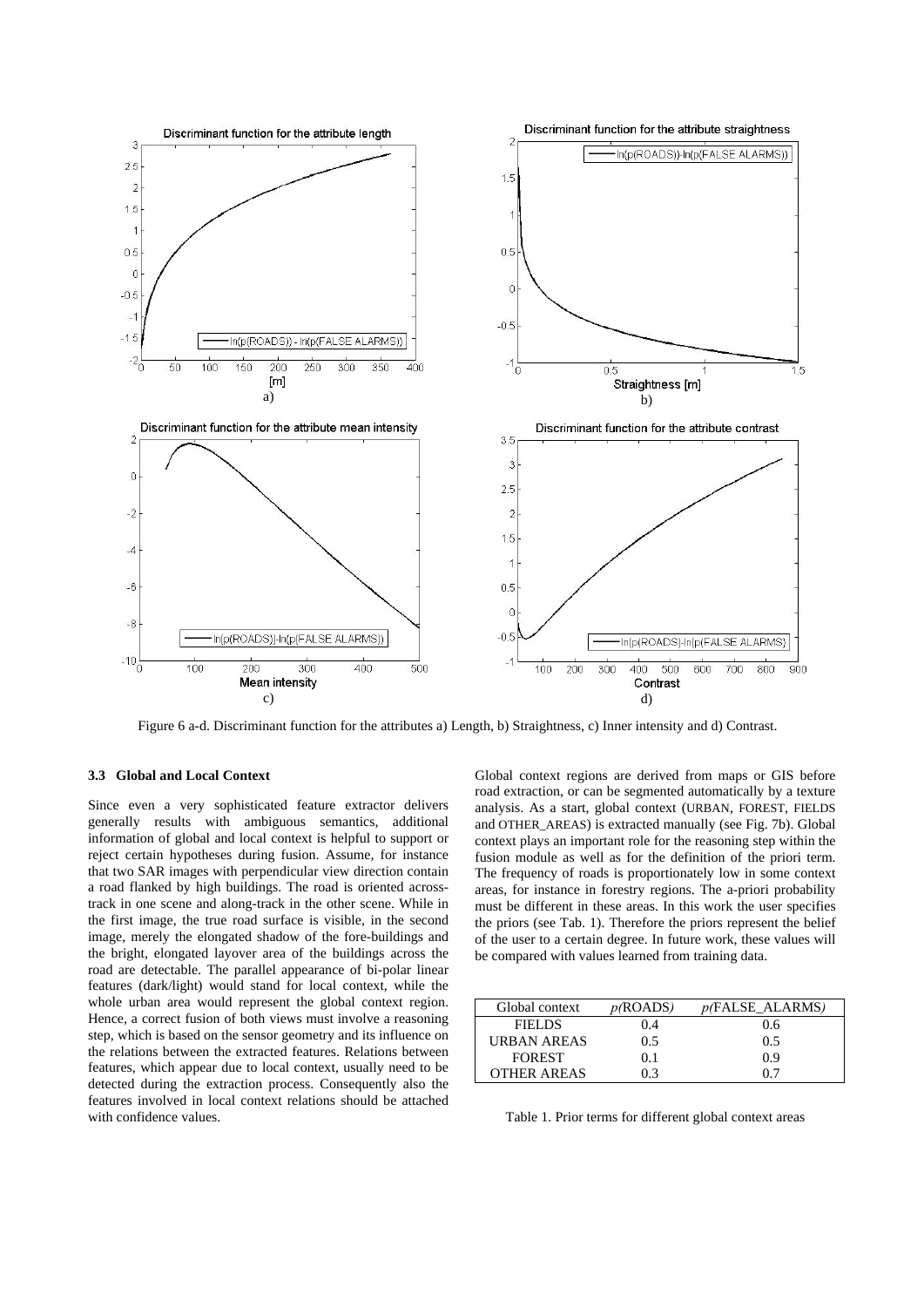Figure 6 a-d. Discriminant function for the attributes a) Length, b) Straightness, c) Inner intensity and d) Contrast.

### 3.3 Global and Local Context

Since even a very sophisticated feature extractor delivers generally results with ambiguous semantics, additional information of global and local context is helpful to support or reject certain hypotheses during fusion. Assume, for instance that two SAR images with perpendicular view direction contain a road flanked by high buildings. The road is oriented across-track in one scene and along-track in the other scene. While in the first image, the true road surface is visible, in the second image, merely the elongated shadow of the fore-buildings and the bright, elongated layover area of the buildings across the road are detectable. The parallel appearance of bi-polar linear features (dark/light) would stand for local context, while the whole urban area would represent the global context region. Hence, a correct fusion of both views must involve a reasoning step, which is based on the sensor geometry and its influence on the relations between the extracted features. Relations between features, which appear due to local context, usually need to be detected during the extraction process. Consequently also the features involved in local context relations should be attached with confidence values.

Global context regions are derived from maps or GIS before road extraction, or can be segmented automatically by a texture analysis. As a start, global context (URBAN, FOREST, FIELDS and OTHER_AREAS) is extracted manually (see Fig. 7b). Global context plays an important role for the reasoning step within the fusion module as well as for the definition of the priori term. The frequency of roads is proportionately low in some context areas, for instance in forestry regions. The a-priori probability must be different in these areas. In this work the user specifies the priors (see Tab. 1). Therefore the priors represent the belief of the user to a certain degree. In future work, these values will be compared with values learned from training data.

| Global context | *p(*ROADS*)* | *p(*FALSE_ALARMS*)* |
|---|---|---|
| FIELDS | 0.4 | 0.6 |
| URBAN AREAS | 0.5 | 0.5 |
| FOREST | 0.1 | 0.9 |
| OTHER AREAS | 0.3 | 0.7 |

Table 1. Prior terms for different global context areas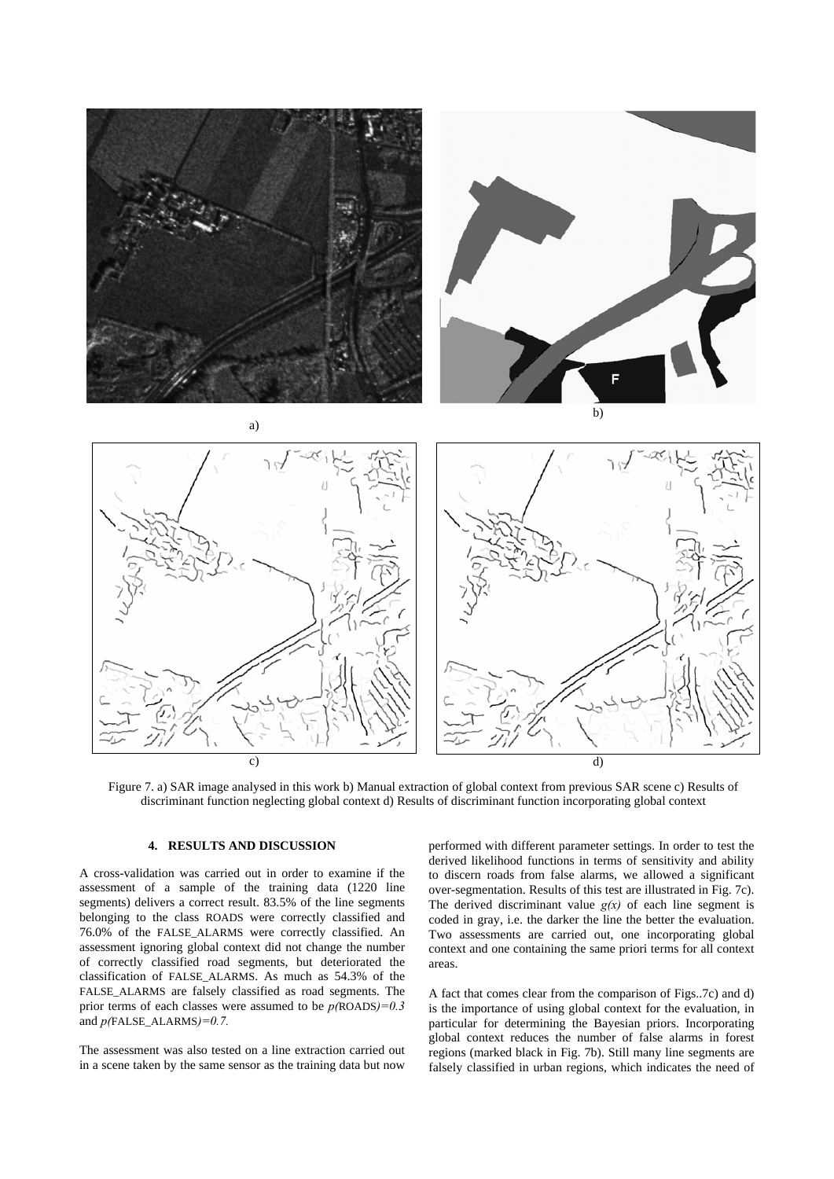a)

b)

c)

d)

Figure 7. a) SAR image analysed in this work b) Manual extraction of global context from previous SAR scene c) Results of discriminant function neglecting global context d) Results of discriminant function incorporating global context

## 4. RESULTS AND DISCUSSION

A cross-validation was carried out in order to examine if the assessment of a sample of the training data (1220 line segments) delivers a correct result. 83.5% of the line segments belonging to the class ROADS were correctly classified and 76.0% of the FALSE_ALARMS were correctly classified. An assessment ignoring global context did not change the number of correctly classified road segments, but deteriorated the classification of FALSE_ALARMS. As much as 54.3% of the FALSE_ALARMS are falsely classified as road segments. The prior terms of each classes were assumed to be $p(\text{ROADS})=0.3$ and $p(\text{FALSE\_ALARMS})=0.7$.

The assessment was also tested on a line extraction carried out in a scene taken by the same sensor as the training data but now performed with different parameter settings. In order to test the derived likelihood functions in terms of sensitivity and ability to discern roads from false alarms, we allowed a significant over-segmentation. Results of this test are illustrated in Fig. 7c). The derived discriminant value $g(x)$ of each line segment is coded in gray, i.e. the darker the line the better the evaluation. Two assessments are carried out, one incorporating global context and one containing the same priori terms for all context areas.

A fact that comes clear from the comparison of Figs..7c) and d) is the importance of using global context for the evaluation, in particular for determining the Bayesian priors. Incorporating global context reduces the number of false alarms in forest regions (marked black in Fig. 7b). Still many line segments are falsely classified in urban regions, which indicates the need of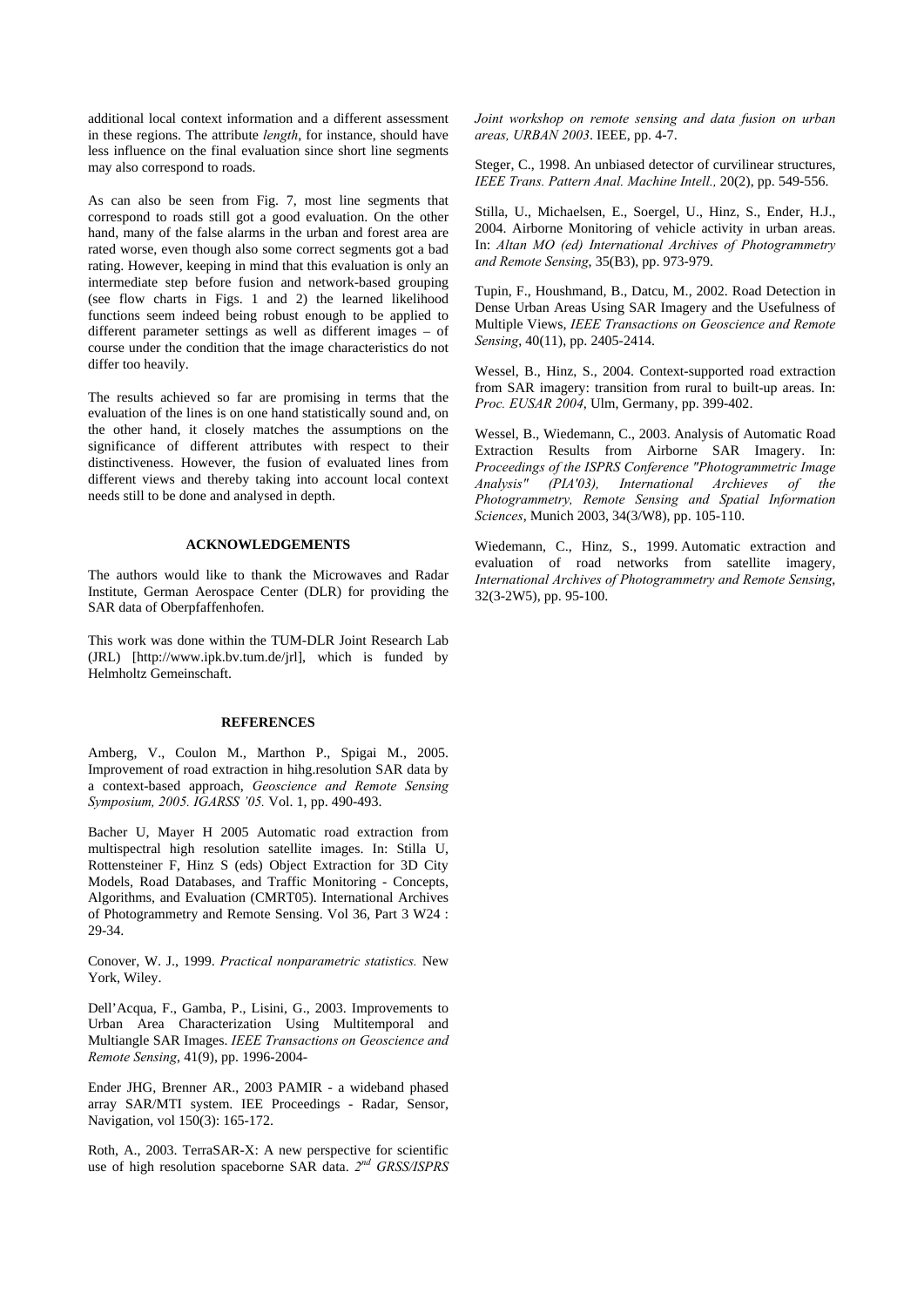additional local context information and a different assessment in these regions. The attribute *length*, for instance, should have less influence on the final evaluation since short line segments may also correspond to roads.

As can also be seen from Fig. 7, most line segments that correspond to roads still got a good evaluation. On the other hand, many of the false alarms in the urban and forest area are rated worse, even though also some correct segments got a bad rating. However, keeping in mind that this evaluation is only an intermediate step before fusion and network-based grouping (see flow charts in Figs. 1 and 2) the learned likelihood functions seem indeed being robust enough to be applied to different parameter settings as well as different images – of course under the condition that the image characteristics do not differ too heavily.

The results achieved so far are promising in terms that the evaluation of the lines is on one hand statistically sound and, on the other hand, it closely matches the assumptions on the significance of different attributes with respect to their distinctiveness. However, the fusion of evaluated lines from different views and thereby taking into account local context needs still to be done and analysed in depth.

## ACKNOWLEDGEMENTS

The authors would like to thank the Microwaves and Radar Institute, German Aerospace Center (DLR) for providing the SAR data of Oberpfaffenhofen.

This work was done within the TUM-DLR Joint Research Lab (JRL) [http://www.ipk.bv.tum.de/jrl], which is funded by Helmholtz Gemeinschaft.

## REFERENCES

Amberg, V., Coulon M., Marthon P., Spigai M., 2005. Improvement of road extraction in hihg.resolution SAR data by a context-based approach, *Geoscience and Remote Sensing Symposium, 2005. IGARSS '05.* Vol. 1, pp. 490-493.

Bacher U, Mayer H 2005 Automatic road extraction from multispectral high resolution satellite images. In: Stilla U, Rottensteiner F, Hinz S (eds) Object Extraction for 3D City Models, Road Databases, and Traffic Monitoring - Concepts, Algorithms, and Evaluation (CMRT05). International Archives of Photogrammetry and Remote Sensing. Vol 36, Part 3 W24 : 29-34.

Conover, W. J., 1999. *Practical nonparametric statistics.* New York, Wiley.

Dell'Acqua, F., Gamba, P., Lisini, G., 2003. Improvements to Urban Area Characterization Using Multitemporal and Multiangle SAR Images. *IEEE Transactions on Geoscience and Remote Sensing*, 41(9), pp. 1996-2004-

Ender JHG, Brenner AR., 2003 PAMIR - a wideband phased array SAR/MTI system. IEE Proceedings - Radar, Sensor, Navigation, vol 150(3): 165-172.

Roth, A., 2003. TerraSAR-X: A new perspective for scientific use of high resolution spaceborne SAR data. *2nd GRSS/ISPRS Joint workshop on remote sensing and data fusion on urban areas, URBAN 2003*. IEEE, pp. 4-7.

Steger, C., 1998. An unbiased detector of curvilinear structures, *IEEE Trans. Pattern Anal. Machine Intell.,* 20(2), pp. 549-556.

Stilla, U., Michaelsen, E., Soergel, U., Hinz, S., Ender, H.J., 2004. Airborne Monitoring of vehicle activity in urban areas. In: *Altan MO (ed) International Archives of Photogrammetry and Remote Sensing*, 35(B3), pp. 973-979.

Tupin, F., Houshmand, B., Datcu, M., 2002. Road Detection in Dense Urban Areas Using SAR Imagery and the Usefulness of Multiple Views, *IEEE Transactions on Geoscience and Remote Sensing*, 40(11), pp. 2405-2414.

Wessel, B., Hinz, S., 2004. Context-supported road extraction from SAR imagery: transition from rural to built-up areas. In: *Proc. EUSAR 2004*, Ulm, Germany, pp. 399-402.

Wessel, B., Wiedemann, C., 2003. Analysis of Automatic Road Extraction Results from Airborne SAR Imagery. In: *Proceedings of the ISPRS Conference "Photogrammetric Image Analysis" (PIA'03), International Archieves of the Photogrammetry, Remote Sensing and Spatial Information Sciences*, Munich 2003, 34(3/W8), pp. 105-110.

Wiedemann, C., Hinz, S., 1999. Automatic extraction and evaluation of road networks from satellite imagery, *International Archives of Photogrammetry and Remote Sensing*, 32(3-2W5), pp. 95-100.